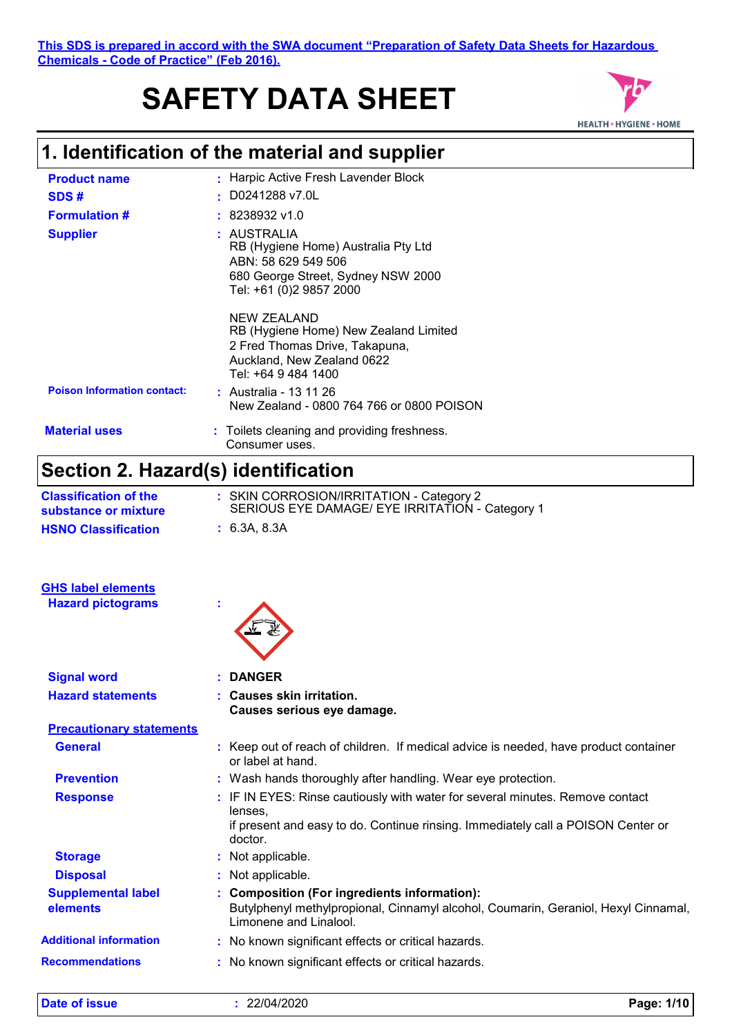This SDS is prepared in accord with the SWA document "Preparation of Safety Data Sheets for Hazardous Chemicals - Code of Practice" (Feb 2016).

# SAFETY DATA SHEET

## 1. Identification of the material and supplier

**Product name** : Harpic Active Fresh Lavender Block

**SDS #** : D0241288 v7.0L

**Formulation #** : 8238932 v1.0

**Supplier** : AUSTRALIA
RB (Hygiene Home) Australia Pty Ltd
ABN: 58 629 549 506
680 George Street, Sydney NSW 2000
Tel: +61 (0)2 9857 2000

NEW ZEALAND
RB (Hygiene Home) New Zealand Limited
2 Fred Thomas Drive, Takapuna,
Auckland, New Zealand 0622
Tel: +64 9 484 1400

**Poison Information contact:** : Australia - 13 11 26
New Zealand - 0800 764 766 or 0800 POISON

**Material uses** : Toilets cleaning and providing freshness.
Consumer uses.

## Section 2. Hazard(s) identification

**Classification of the substance or mixture** : SKIN CORROSION/IRRITATION - Category 2
SERIOUS EYE DAMAGE/ EYE IRRITATION - Category 1

**HSNO Classification** : 6.3A, 8.3A

**GHS label elements**

**Hazard pictograms** :

**Signal word** : **DANGER**

**Hazard statements** : **Causes skin irritation.**
**Causes serious eye damage.**

**Precautionary statements**

**General** : Keep out of reach of children. If medical advice is needed, have product container or label at hand.

**Prevention** : Wash hands thoroughly after handling. Wear eye protection.

**Response** : IF IN EYES: Rinse cautiously with water for several minutes. Remove contact lenses,
if present and easy to do. Continue rinsing. Immediately call a POISON Center or doctor.

**Storage** : Not applicable.

**Disposal** : Not applicable.

**Supplemental label elements** : **Composition (For ingredients information):**
Butylphenyl methylpropional, Cinnamyl alcohol, Coumarin, Geraniol, Hexyl Cinnamal, Limonene and Linalool.

**Additional information** : No known significant effects or critical hazards.

**Recommendations** : No known significant effects or critical hazards.

**Date of issue** : 22/04/2020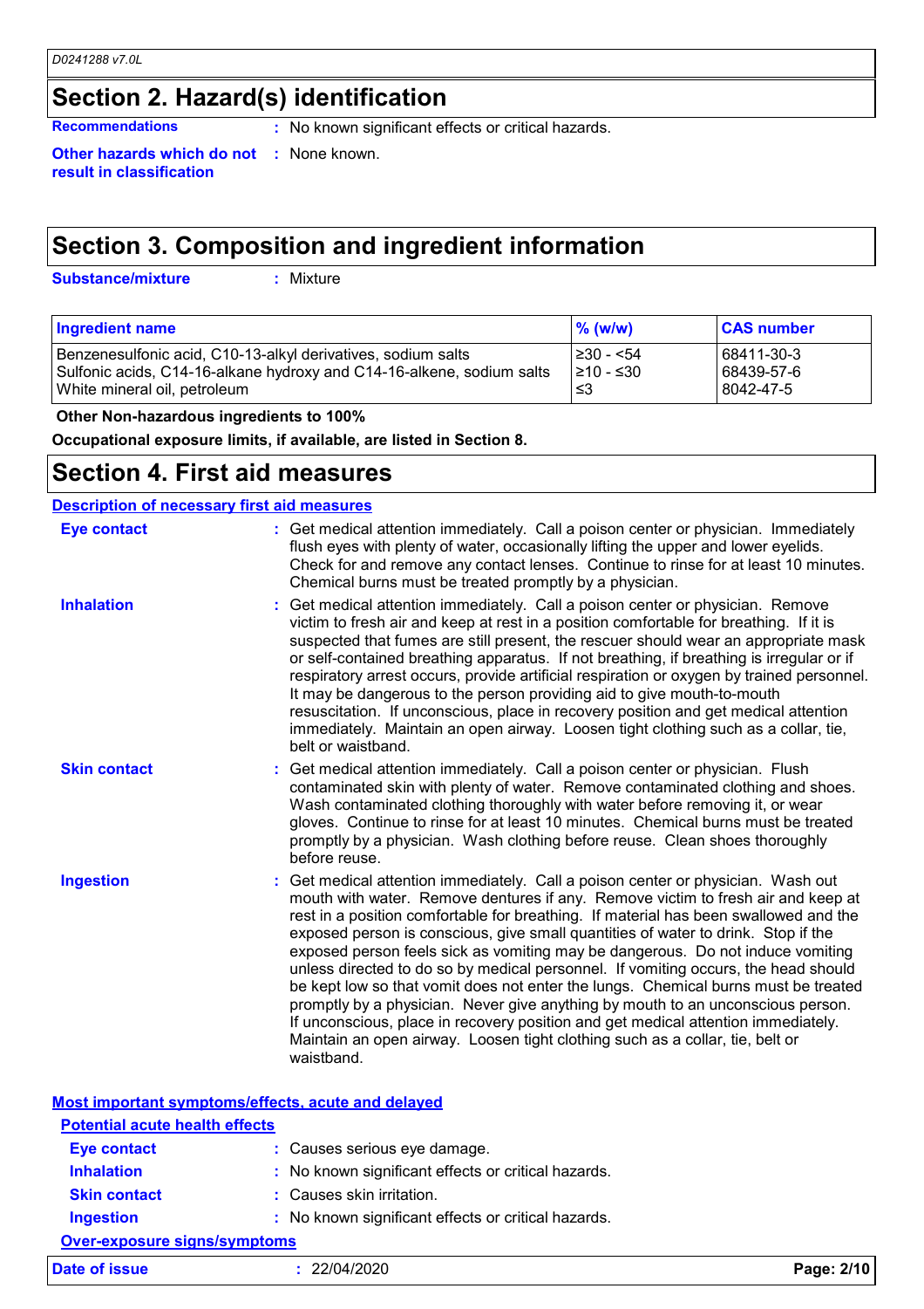## Section 2. Hazard(s) identification

**Recommendations** : No known significant effects or critical hazards.

**Other hazards which do not result in classification** : None known.

## Section 3. Composition and ingredient information

**Substance/mixture** : Mixture

| Ingredient name | % (w/w) | CAS number |
|---|---|---|
| Benzenesulfonic acid, C10-13-alkyl derivatives, sodium salts | ≥30 - <54 | 68411-30-3 |
| Sulfonic acids, C14-16-alkane hydroxy and C14-16-alkene, sodium salts | ≥10 - ≤30 | 68439-57-6 |
| White mineral oil, petroleum | ≤3 | 8042-47-5 |

**Other Non-hazardous ingredients to 100%**

**Occupational exposure limits, if available, are listed in Section 8.**

## Section 4. First aid measures

### Description of necessary first aid measures

**Eye contact** : Get medical attention immediately. Call a poison center or physician. Immediately flush eyes with plenty of water, occasionally lifting the upper and lower eyelids. Check for and remove any contact lenses. Continue to rinse for at least 10 minutes. Chemical burns must be treated promptly by a physician.

**Inhalation** : Get medical attention immediately. Call a poison center or physician. Remove victim to fresh air and keep at rest in a position comfortable for breathing. If it is suspected that fumes are still present, the rescuer should wear an appropriate mask or self-contained breathing apparatus. If not breathing, if breathing is irregular or if respiratory arrest occurs, provide artificial respiration or oxygen by trained personnel. It may be dangerous to the person providing aid to give mouth-to-mouth resuscitation. If unconscious, place in recovery position and get medical attention immediately. Maintain an open airway. Loosen tight clothing such as a collar, tie, belt or waistband.

**Skin contact** : Get medical attention immediately. Call a poison center or physician. Flush contaminated skin with plenty of water. Remove contaminated clothing and shoes. Wash contaminated clothing thoroughly with water before removing it, or wear gloves. Continue to rinse for at least 10 minutes. Chemical burns must be treated promptly by a physician. Wash clothing before reuse. Clean shoes thoroughly before reuse.

**Ingestion** : Get medical attention immediately. Call a poison center or physician. Wash out mouth with water. Remove dentures if any. Remove victim to fresh air and keep at rest in a position comfortable for breathing. If material has been swallowed and the exposed person is conscious, give small quantities of water to drink. Stop if the exposed person feels sick as vomiting may be dangerous. Do not induce vomiting unless directed to do so by medical personnel. If vomiting occurs, the head should be kept low so that vomit does not enter the lungs. Chemical burns must be treated promptly by a physician. Never give anything by mouth to an unconscious person. If unconscious, place in recovery position and get medical attention immediately. Maintain an open airway. Loosen tight clothing such as a collar, tie, belt or waistband.

### Most important symptoms/effects, acute and delayed

#### Potential acute health effects

**Eye contact** : Causes serious eye damage.

**Inhalation** : No known significant effects or critical hazards.

**Skin contact** : Causes skin irritation.

**Ingestion** : No known significant effects or critical hazards.

#### Over-exposure signs/symptoms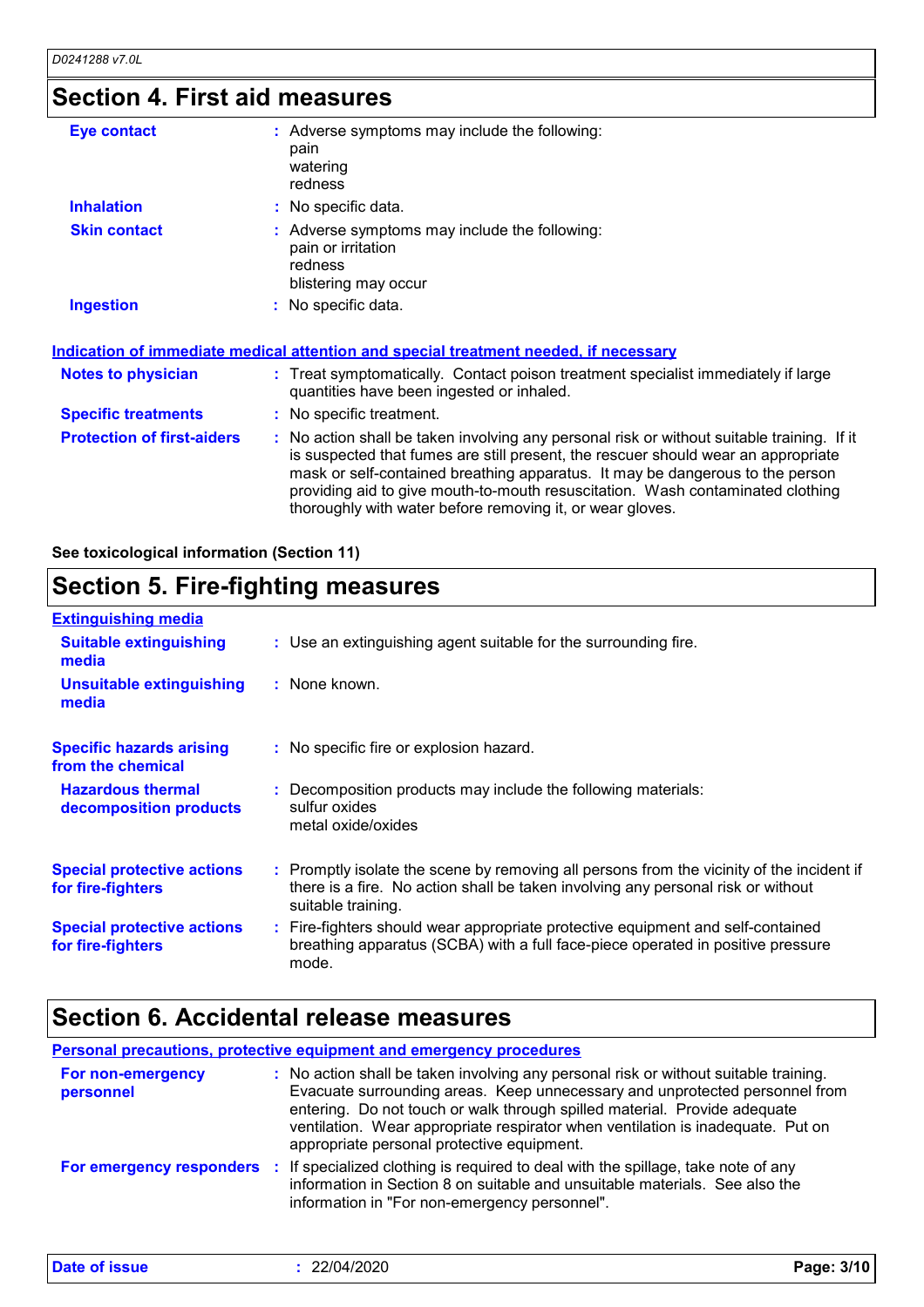## Section 4. First aid measures

**Eye contact** : Adverse symptoms may include the following:
pain
watering
redness

**Inhalation** : No specific data.

**Skin contact** : Adverse symptoms may include the following:
pain or irritation
redness
blistering may occur

**Ingestion** : No specific data.

### Indication of immediate medical attention and special treatment needed, if necessary

**Notes to physician** : Treat symptomatically. Contact poison treatment specialist immediately if large quantities have been ingested or inhaled.

**Specific treatments** : No specific treatment.

**Protection of first-aiders** : No action shall be taken involving any personal risk or without suitable training. If it is suspected that fumes are still present, the rescuer should wear an appropriate mask or self-contained breathing apparatus. It may be dangerous to the person providing aid to give mouth-to-mouth resuscitation. Wash contaminated clothing thoroughly with water before removing it, or wear gloves.

**See toxicological information (Section 11)**

## Section 5. Fire-fighting measures

### Extinguishing media

**Suitable extinguishing media** : Use an extinguishing agent suitable for the surrounding fire.

**Unsuitable extinguishing media** : None known.

**Specific hazards arising from the chemical** : No specific fire or explosion hazard.

**Hazardous thermal decomposition products** : Decomposition products may include the following materials:
sulfur oxides
metal oxide/oxides

**Special protective actions for fire-fighters** : Promptly isolate the scene by removing all persons from the vicinity of the incident if there is a fire. No action shall be taken involving any personal risk or without suitable training.

**Special protective actions for fire-fighters** : Fire-fighters should wear appropriate protective equipment and self-contained breathing apparatus (SCBA) with a full face-piece operated in positive pressure mode.

## Section 6. Accidental release measures

### Personal precautions, protective equipment and emergency procedures

**For non-emergency personnel** : No action shall be taken involving any personal risk or without suitable training. Evacuate surrounding areas. Keep unnecessary and unprotected personnel from entering. Do not touch or walk through spilled material. Provide adequate ventilation. Wear appropriate respirator when ventilation is inadequate. Put on appropriate personal protective equipment.

**For emergency responders** : If specialized clothing is required to deal with the spillage, take note of any information in Section 8 on suitable and unsuitable materials. See also the information in "For non-emergency personnel".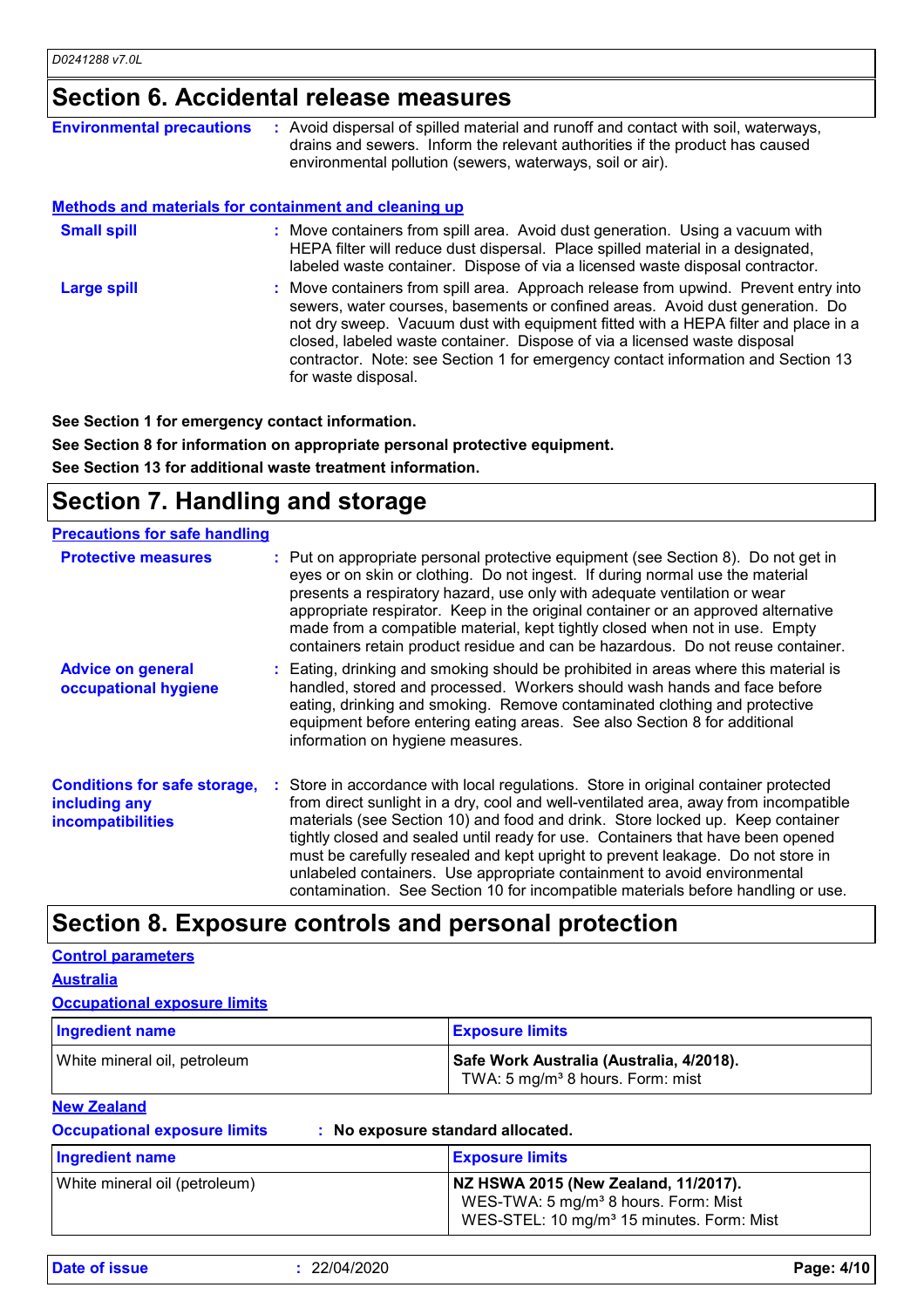## Section 6. Accidental release measures

**Environmental precautions** : Avoid dispersal of spilled material and runoff and contact with soil, waterways, drains and sewers. Inform the relevant authorities if the product has caused environmental pollution (sewers, waterways, soil or air).

**Methods and materials for containment and cleaning up**

**Small spill** : Move containers from spill area. Avoid dust generation. Using a vacuum with HEPA filter will reduce dust dispersal. Place spilled material in a designated, labeled waste container. Dispose of via a licensed waste disposal contractor.

**Large spill** : Move containers from spill area. Approach release from upwind. Prevent entry into sewers, water courses, basements or confined areas. Avoid dust generation. Do not dry sweep. Vacuum dust with equipment fitted with a HEPA filter and place in a closed, labeled waste container. Dispose of via a licensed waste disposal contractor. Note: see Section 1 for emergency contact information and Section 13 for waste disposal.

**See Section 1 for emergency contact information.**

**See Section 8 for information on appropriate personal protective equipment.**

**See Section 13 for additional waste treatment information.**

## Section 7. Handling and storage

**Precautions for safe handling**

**Protective measures** : Put on appropriate personal protective equipment (see Section 8). Do not get in eyes or on skin or clothing. Do not ingest. If during normal use the material presents a respiratory hazard, use only with adequate ventilation or wear appropriate respirator. Keep in the original container or an approved alternative made from a compatible material, kept tightly closed when not in use. Empty containers retain product residue and can be hazardous. Do not reuse container.

**Advice on general occupational hygiene** : Eating, drinking and smoking should be prohibited in areas where this material is handled, stored and processed. Workers should wash hands and face before eating, drinking and smoking. Remove contaminated clothing and protective equipment before entering eating areas. See also Section 8 for additional information on hygiene measures.

**Conditions for safe storage, including any incompatibilities** : Store in accordance with local regulations. Store in original container protected from direct sunlight in a dry, cool and well-ventilated area, away from incompatible materials (see Section 10) and food and drink. Store locked up. Keep container tightly closed and sealed until ready for use. Containers that have been opened must be carefully resealed and kept upright to prevent leakage. Do not store in unlabeled containers. Use appropriate containment to avoid environmental contamination. See Section 10 for incompatible materials before handling or use.

## Section 8. Exposure controls and personal protection

**Control parameters**

**Australia**

**Occupational exposure limits**

| Ingredient name | Exposure limits |
|---|---|
| White mineral oil, petroleum | **Safe Work Australia (Australia, 4/2018).**<br>TWA: 5 mg/m³ 8 hours. Form: mist |

**New Zealand**

**Occupational exposure limits** : **No exposure standard allocated.**

| Ingredient name | Exposure limits |
|---|---|
| White mineral oil (petroleum) | **NZ HSWA 2015 (New Zealand, 11/2017).**<br>WES-TWA: 5 mg/m³ 8 hours. Form: Mist<br>WES-STEL: 10 mg/m³ 15 minutes. Form: Mist |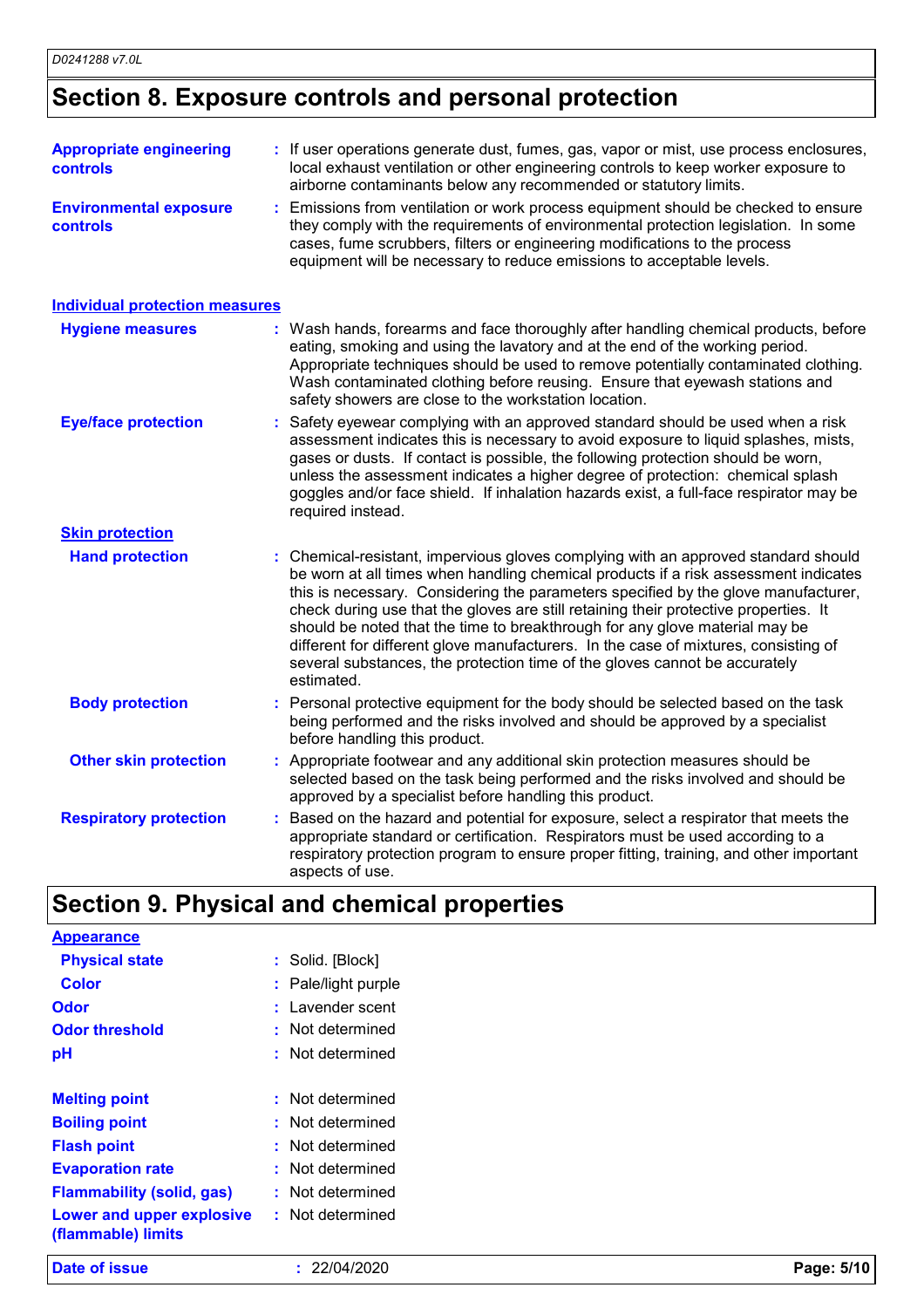## Section 8. Exposure controls and personal protection

**Appropriate engineering controls** : If user operations generate dust, fumes, gas, vapor or mist, use process enclosures, local exhaust ventilation or other engineering controls to keep worker exposure to airborne contaminants below any recommended or statutory limits.

**Environmental exposure controls** : Emissions from ventilation or work process equipment should be checked to ensure they comply with the requirements of environmental protection legislation. In some cases, fume scrubbers, filters or engineering modifications to the process equipment will be necessary to reduce emissions to acceptable levels.

### Individual protection measures

**Hygiene measures** : Wash hands, forearms and face thoroughly after handling chemical products, before eating, smoking and using the lavatory and at the end of the working period. Appropriate techniques should be used to remove potentially contaminated clothing. Wash contaminated clothing before reusing. Ensure that eyewash stations and safety showers are close to the workstation location.

**Eye/face protection** : Safety eyewear complying with an approved standard should be used when a risk assessment indicates this is necessary to avoid exposure to liquid splashes, mists, gases or dusts. If contact is possible, the following protection should be worn, unless the assessment indicates a higher degree of protection: chemical splash goggles and/or face shield. If inhalation hazards exist, a full-face respirator may be required instead.

**Skin protection**

**Hand protection** : Chemical-resistant, impervious gloves complying with an approved standard should be worn at all times when handling chemical products if a risk assessment indicates this is necessary. Considering the parameters specified by the glove manufacturer, check during use that the gloves are still retaining their protective properties. It should be noted that the time to breakthrough for any glove material may be different for different glove manufacturers. In the case of mixtures, consisting of several substances, the protection time of the gloves cannot be accurately estimated.

**Body protection** : Personal protective equipment for the body should be selected based on the task being performed and the risks involved and should be approved by a specialist before handling this product.

**Other skin protection** : Appropriate footwear and any additional skin protection measures should be selected based on the task being performed and the risks involved and should be approved by a specialist before handling this product.

**Respiratory protection** : Based on the hazard and potential for exposure, select a respirator that meets the appropriate standard or certification. Respirators must be used according to a respiratory protection program to ensure proper fitting, training, and other important aspects of use.

## Section 9. Physical and chemical properties

**Appearance**

**Physical state** : Solid. [Block]

**Color** : Pale/light purple

**Odor** : Lavender scent

**Odor threshold** : Not determined

**pH** : Not determined

**Melting point** : Not determined

**Boiling point** : Not determined

**Flash point** : Not determined

**Evaporation rate** : Not determined

**Flammability (solid, gas)** : Not determined

**Lower and upper explosive (flammable) limits** : Not determined

**Date of issue** : 22/04/2020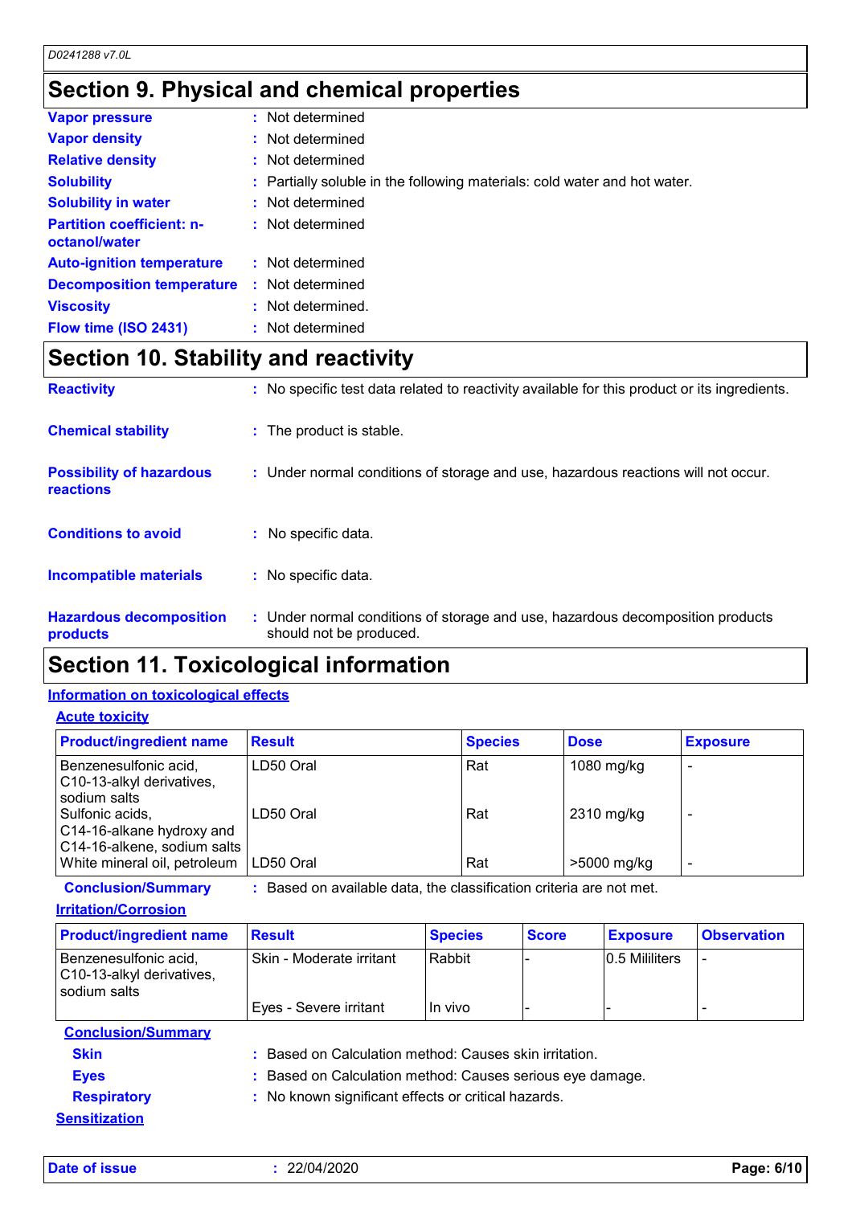## Section 9. Physical and chemical properties

**Vapor pressure** : Not determined

**Vapor density** : Not determined

**Relative density** : Not determined

**Solubility** : Partially soluble in the following materials: cold water and hot water.

**Solubility in water** : Not determined

**Partition coefficient: n-octanol/water** : Not determined

**Auto-ignition temperature** : Not determined

**Decomposition temperature** : Not determined

**Viscosity** : Not determined.

**Flow time (ISO 2431)** : Not determined

## Section 10. Stability and reactivity

**Reactivity** : No specific test data related to reactivity available for this product or its ingredients.

**Chemical stability** : The product is stable.

**Possibility of hazardous reactions** : Under normal conditions of storage and use, hazardous reactions will not occur.

**Conditions to avoid** : No specific data.

**Incompatible materials** : No specific data.

**Hazardous decomposition products** : Under normal conditions of storage and use, hazardous decomposition products should not be produced.

## Section 11. Toxicological information

### Information on toxicological effects

#### Acute toxicity

| Product/ingredient name | Result | Species | Dose | Exposure |
|---|---|---|---|---|
| Benzenesulfonic acid, C10-13-alkyl derivatives, sodium salts | LD50 Oral | Rat | 1080 mg/kg | - |
| Sulfonic acids, C14-16-alkane hydroxy and C14-16-alkene, sodium salts | LD50 Oral | Rat | 2310 mg/kg | - |
| White mineral oil, petroleum | LD50 Oral | Rat | >5000 mg/kg | - |

**Conclusion/Summary** : Based on available data, the classification criteria are not met.

#### Irritation/Corrosion

| Product/ingredient name | Result | Species | Score | Exposure | Observation |
|---|---|---|---|---|---|
| Benzenesulfonic acid, C10-13-alkyl derivatives, sodium salts | Skin - Moderate irritant | Rabbit | - | 0.5 Mililiters | - |
| | Eyes - Severe irritant | In vivo | - | - | - |

**Conclusion/Summary**

**Skin** : Based on Calculation method: Causes skin irritation.

**Eyes** : Based on Calculation method: Causes serious eye damage.

**Respiratory** : No known significant effects or critical hazards.

#### Sensitization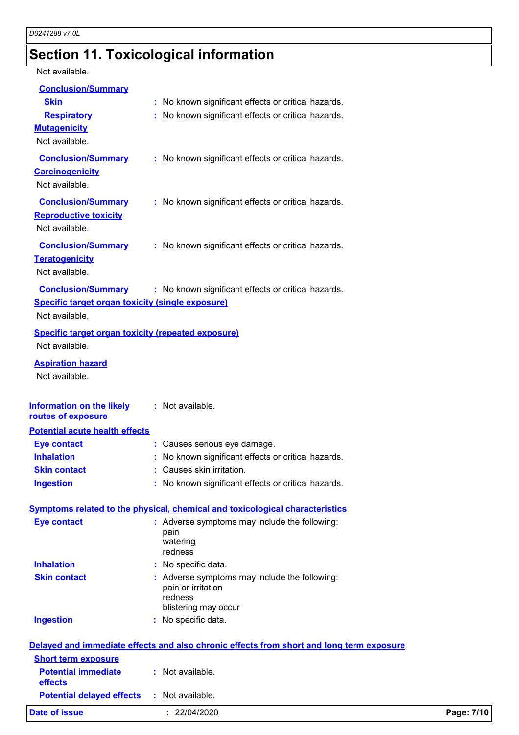# Section 11. Toxicological information

Not available.

**Conclusion/Summary**

| | | |
|---|---|---|
| **Skin** | : | No known significant effects or critical hazards. |
| **Respiratory** | : | No known significant effects or critical hazards. |

**Mutagenicity**

Not available.

**Conclusion/Summary** : No known significant effects or critical hazards.

**Carcinogenicity**

Not available.

**Conclusion/Summary** : No known significant effects or critical hazards.

**Reproductive toxicity**

Not available.

**Conclusion/Summary** : No known significant effects or critical hazards.

**Teratogenicity**

Not available.

**Conclusion/Summary** : No known significant effects or critical hazards.

**Specific target organ toxicity (single exposure)**

Not available.

**Specific target organ toxicity (repeated exposure)**

Not available.

**Aspiration hazard**

Not available.

**Information on the likely routes of exposure** : Not available.

**Potential acute health effects**

| | | |
|---|---|---|
| **Eye contact** | : | Causes serious eye damage. |
| **Inhalation** | : | No known significant effects or critical hazards. |
| **Skin contact** | : | Causes skin irritation. |
| **Ingestion** | : | No known significant effects or critical hazards. |

**Symptoms related to the physical, chemical and toxicological characteristics**

| | | |
|---|---|---|
| **Eye contact** | : | Adverse symptoms may include the following:<br>pain<br>watering<br>redness |
| **Inhalation** | : | No specific data. |
| **Skin contact** | : | Adverse symptoms may include the following:<br>pain or irritation<br>redness<br>blistering may occur |
| **Ingestion** | : | No specific data. |

**Delayed and immediate effects and also chronic effects from short and long term exposure**

**Short term exposure**

| | | |
|---|---|---|
| **Potential immediate effects** | : | Not available. |
| **Potential delayed effects** | : | Not available. |

**Date of issue** : 22/04/2020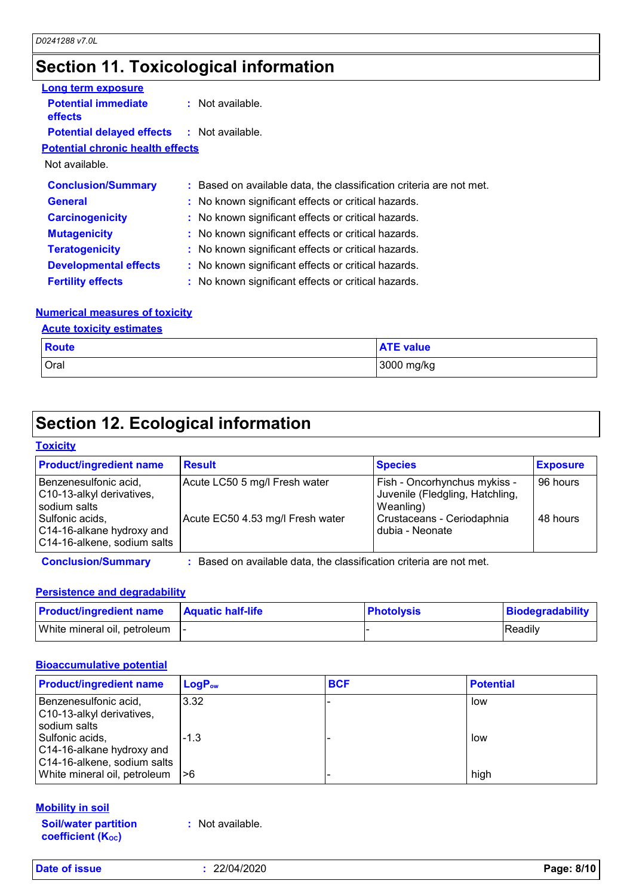# Section 11. Toxicological information

### Long term exposure

**Potential immediate effects** : Not available.

**Potential delayed effects** : Not available.

### Potential chronic health effects

Not available.

**Conclusion/Summary** : Based on available data, the classification criteria are not met.

**General** : No known significant effects or critical hazards.

**Carcinogenicity** : No known significant effects or critical hazards.

**Mutagenicity** : No known significant effects or critical hazards.

**Teratogenicity** : No known significant effects or critical hazards.

**Developmental effects** : No known significant effects or critical hazards.

**Fertility effects** : No known significant effects or critical hazards.

### Numerical measures of toxicity

#### Acute toxicity estimates

| Route | ATE value |
|---|---|
| Oral | 3000 mg/kg |

# Section 12. Ecological information

### Toxicity

| Product/ingredient name | Result | Species | Exposure |
|---|---|---|---|
| Benzenesulfonic acid, C10-13-alkyl derivatives, sodium salts | Acute LC50 5 mg/l Fresh water | Fish - Oncorhynchus mykiss - Juvenile (Fledgling, Hatchling, Weanling) | 96 hours |
| Sulfonic acids, C14-16-alkane hydroxy and C14-16-alkene, sodium salts | Acute EC50 4.53 mg/l Fresh water | Crustaceans - Ceriodaphnia dubia - Neonate | 48 hours |

**Conclusion/Summary** : Based on available data, the classification criteria are not met.

### Persistence and degradability

| Product/ingredient name | Aquatic half-life | Photolysis | Biodegradability |
|---|---|---|---|
| White mineral oil, petroleum | - | - | Readily |

### Bioaccumulative potential

| Product/ingredient name | $LogP_{ow}$ | BCF | Potential |
|---|---|---|---|
| Benzenesulfonic acid, C10-13-alkyl derivatives, sodium salts | 3.32 | - | low |
| Sulfonic acids, C14-16-alkane hydroxy and C14-16-alkene, sodium salts | -1.3 | - | low |
| White mineral oil, petroleum | >6 | - | high |

### Mobility in soil

**Soil/water partition coefficient ($K_{OC}$)** : Not available.

**Date of issue** : 22/04/2020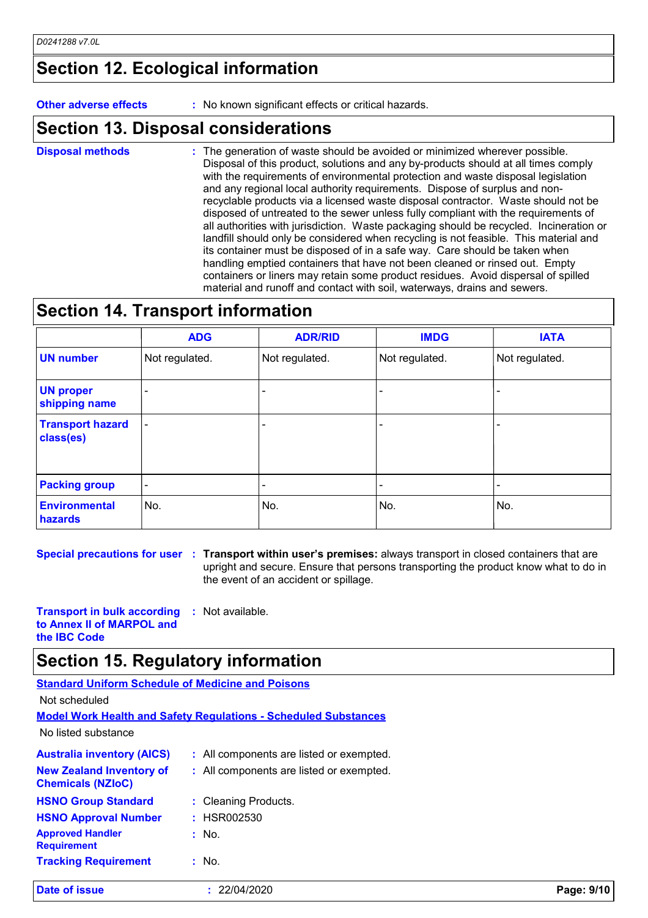## Section 12. Ecological information

**Other adverse effects** : No known significant effects or critical hazards.

## Section 13. Disposal considerations

**Disposal methods** : The generation of waste should be avoided or minimized wherever possible. Disposal of this product, solutions and any by-products should at all times comply with the requirements of environmental protection and waste disposal legislation and any regional local authority requirements. Dispose of surplus and non-recyclable products via a licensed waste disposal contractor. Waste should not be disposed of untreated to the sewer unless fully compliant with the requirements of all authorities with jurisdiction. Waste packaging should be recycled. Incineration or landfill should only be considered when recycling is not feasible. This material and its container must be disposed of in a safe way. Care should be taken when handling emptied containers that have not been cleaned or rinsed out. Empty containers or liners may retain some product residues. Avoid dispersal of spilled material and runoff and contact with soil, waterways, drains and sewers.

## Section 14. Transport information

| | ADG | ADR/RID | IMDG | IATA |
|---|---|---|---|---|
| **UN number** | Not regulated. | Not regulated. | Not regulated. | Not regulated. |
| **UN proper shipping name** | - | - | - | - |
| **Transport hazard class(es)** | - | - | - | - |
| **Packing group** | - | - | - | - |
| **Environmental hazards** | No. | No. | No. | No. |

**Special precautions for user** : **Transport within user's premises:** always transport in closed containers that are upright and secure. Ensure that persons transporting the product know what to do in the event of an accident or spillage.

**Transport in bulk according to Annex II of MARPOL and the IBC Code** : Not available.

## Section 15. Regulatory information

**Standard Uniform Schedule of Medicine and Poisons**

Not scheduled

**Model Work Health and Safety Regulations - Scheduled Substances**

No listed substance

**Australia inventory (AICS)** : All components are listed or exempted.

**New Zealand Inventory of Chemicals (NZIoC)** : All components are listed or exempted.

**HSNO Group Standard** : Cleaning Products.

**HSNO Approval Number** : HSR002530

**Approved Handler Requirement** : No.

**Tracking Requirement** : No.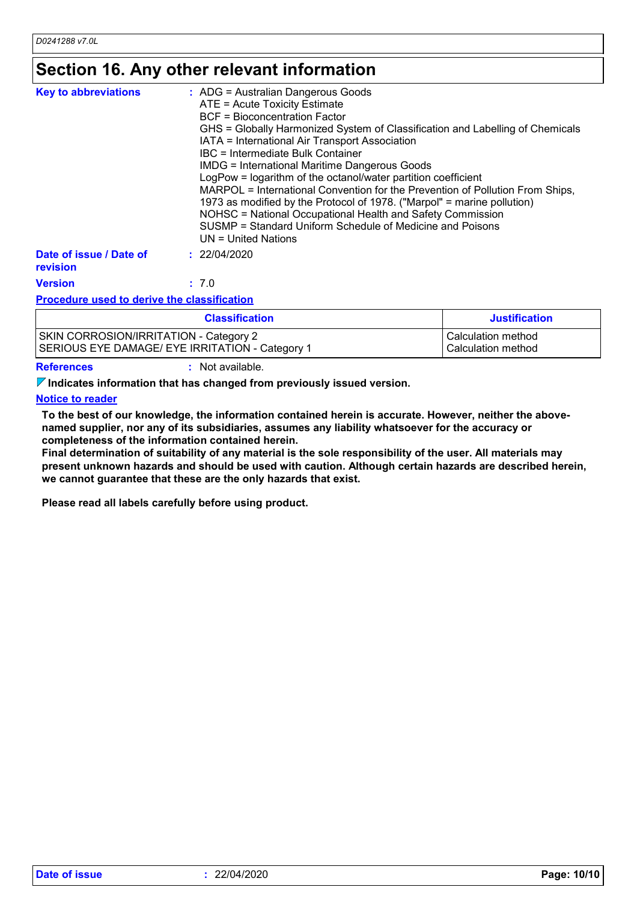# Section 16. Any other relevant information

**Key to abbreviations** : ADG = Australian Dangerous Goods
ATE = Acute Toxicity Estimate
BCF = Bioconcentration Factor
GHS = Globally Harmonized System of Classification and Labelling of Chemicals
IATA = International Air Transport Association
IBC = Intermediate Bulk Container
IMDG = International Maritime Dangerous Goods
LogPow = logarithm of the octanol/water partition coefficient
MARPOL = International Convention for the Prevention of Pollution From Ships, 1973 as modified by the Protocol of 1978. ("Marpol" = marine pollution)
NOHSC = National Occupational Health and Safety Commission
SUSMP = Standard Uniform Schedule of Medicine and Poisons
UN = United Nations

**Date of issue / Date of revision** : 22/04/2020

**Version** : 7.0

**Procedure used to derive the classification**

| Classification | Justification |
|---|---|
| SKIN CORROSION/IRRITATION - Category 2<br>SERIOUS EYE DAMAGE/ EYE IRRITATION - Category 1 | Calculation method<br>Calculation method |

**References** : Not available.

**Indicates information that has changed from previously issued version.**

**Notice to reader**

**To the best of our knowledge, the information contained herein is accurate. However, neither the above-named supplier, nor any of its subsidiaries, assumes any liability whatsoever for the accuracy or completeness of the information contained herein.**
**Final determination of suitability of any material is the sole responsibility of the user. All materials may present unknown hazards and should be used with caution. Although certain hazards are described herein, we cannot guarantee that these are the only hazards that exist.**

**Please read all labels carefully before using product.**